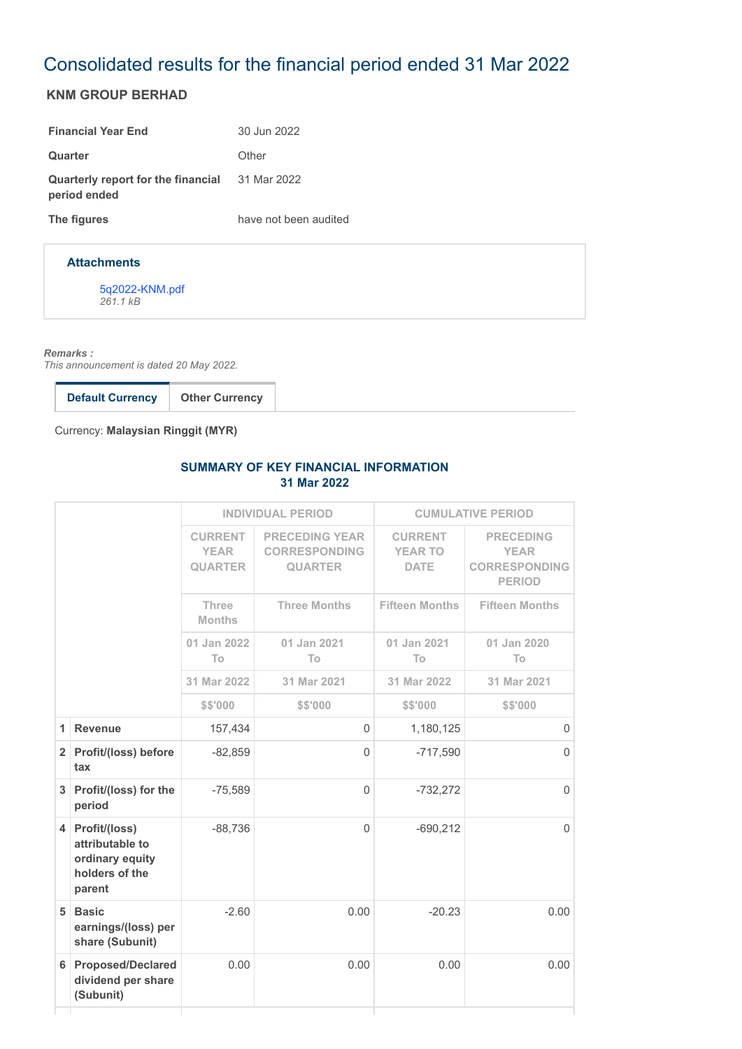# Consolidated results for the financial period ended 31 Mar 2022

## KNM GROUP BERHAD

| | |
|---|---|
| **Financial Year End** | 30 Jun 2022 |
| **Quarter** | Other |
| **Quarterly report for the financial period ended** | 31 Mar 2022 |
| **The figures** | have not been audited |

**Attachments**

5q2022-KNM.pdf
*261.1 kB*

***Remarks :***
*This announcement is dated 20 May 2022.*

**Default Currency** | **Other Currency**

Currency: **Malaysian Ringgit (MYR)**

### SUMMARY OF KEY FINANCIAL INFORMATION
### 31 Mar 2022

| | | INDIVIDUAL PERIOD | | CUMULATIVE PERIOD | |
|---|---|---|---|---|---|
| | | CURRENT YEAR QUARTER | PRECEDING YEAR CORRESPONDING QUARTER | CURRENT YEAR TO DATE | PRECEDING YEAR CORRESPONDING PERIOD |
| | | Three Months | Three Months | Fifteen Months | Fifteen Months |
| | | 01 Jan 2022 To | 01 Jan 2021 To | 01 Jan 2021 To | 01 Jan 2020 To |
| | | 31 Mar 2022 | 31 Mar 2021 | 31 Mar 2022 | 31 Mar 2021 |
| | | $$'000 | $$'000 | $$'000 | $$'000 |
| 1 | Revenue | 157,434 | 0 | 1,180,125 | 0 |
| 2 | Profit/(loss) before tax | -82,859 | 0 | -717,590 | 0 |
| 3 | Profit/(loss) for the period | -75,589 | 0 | -732,272 | 0 |
| 4 | Profit/(loss) attributable to ordinary equity holders of the parent | -88,736 | 0 | -690,212 | 0 |
| 5 | Basic earnings/(loss) per share (Subunit) | -2.60 | 0.00 | -20.23 | 0.00 |
| 6 | Proposed/Declared dividend per share (Subunit) | 0.00 | 0.00 | 0.00 | 0.00 |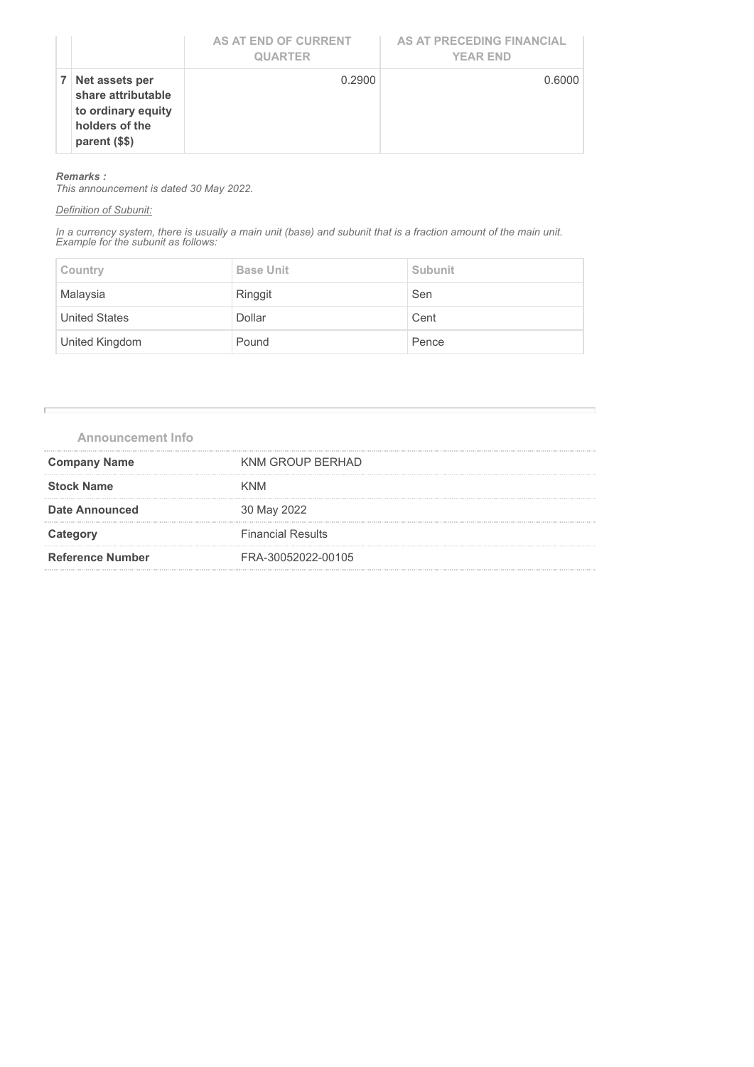| | | AS AT END OF CURRENT QUARTER | AS AT PRECEDING FINANCIAL YEAR END |
|---|---|---|---|
| 7 | **Net assets per share attributable to ordinary equity holders of the parent ($$)** | 0.2900 | 0.6000 |

***Remarks :***
*This announcement is dated 30 May 2022.*

*Definition of Subunit:*

*In a currency system, there is usually a main unit (base) and subunit that is a fraction amount of the main unit. Example for the subunit as follows:*

| Country | Base Unit | Subunit |
|---|---|---|
| Malaysia | Ringgit | Sen |
| United States | Dollar | Cent |
| United Kingdom | Pound | Pence |

### Announcement Info

| | |
|---|---|
| **Company Name** | KNM GROUP BERHAD |
| **Stock Name** | KNM |
| **Date Announced** | 30 May 2022 |
| **Category** | Financial Results |
| **Reference Number** | FRA-30052022-00105 |